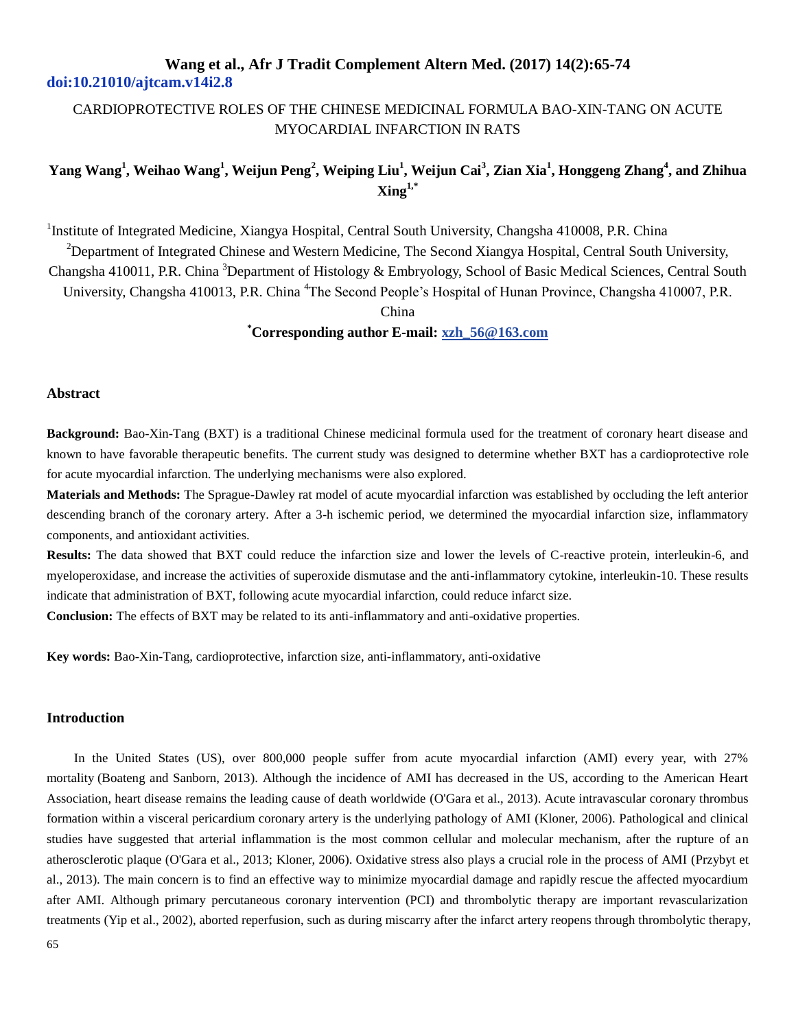**doi:10.21010/ajtcam.v14i2.8**

# CARDIOPROTECTIVE ROLES OF THE CHINESE MEDICINAL FORMULA BAO-XIN-TANG ON ACUTE MYOCARDIAL INFARCTION IN RATS

**Yang Wang[1], Weihao Wang[1], Weijun Peng[2], Weiping Liu[1], Weijun Cai[3], Zian Xia[1], Honggeng Zhang[4], and Zhihua Xing[1,*]**

[1]Institute of Integrated Medicine, Xiangya Hospital, Central South University, Changsha 410008, P.R. China
[2]Department of Integrated Chinese and Western Medicine, The Second Xiangya Hospital, Central South University, Changsha 410011, P.R. China [3]Department of Histology & Embryology, School of Basic Medical Sciences, Central South University, Changsha 410013, P.R. China [4]The Second People's Hospital of Hunan Province, Changsha 410007, P.R. China

**[*]Corresponding author E-mail: xzh_56@163.com**

## Abstract

**Background:** Bao-Xin-Tang (BXT) is a traditional Chinese medicinal formula used for the treatment of coronary heart disease and known to have favorable therapeutic benefits. The current study was designed to determine whether BXT has a cardioprotective role for acute myocardial infarction. The underlying mechanisms were also explored.

**Materials and Methods:** The Sprague-Dawley rat model of acute myocardial infarction was established by occluding the left anterior descending branch of the coronary artery. After a 3-h ischemic period, we determined the myocardial infarction size, inflammatory components, and antioxidant activities.

**Results:** The data showed that BXT could reduce the infarction size and lower the levels of C-reactive protein, interleukin-6, and myeloperoxidase, and increase the activities of superoxide dismutase and the anti-inflammatory cytokine, interleukin-10. These results indicate that administration of BXT, following acute myocardial infarction, could reduce infarct size.

**Conclusion:** The effects of BXT may be related to its anti-inflammatory and anti-oxidative properties.

**Key words:** Bao-Xin-Tang, cardioprotective, infarction size, anti-inflammatory, anti-oxidative

## Introduction

In the United States (US), over 800,000 people suffer from acute myocardial infarction (AMI) every year, with 27% mortality (Boateng and Sanborn, 2013). Although the incidence of AMI has decreased in the US, according to the American Heart Association, heart disease remains the leading cause of death worldwide (O'Gara et al., 2013). Acute intravascular coronary thrombus formation within a visceral pericardium coronary artery is the underlying pathology of AMI (Kloner, 2006). Pathological and clinical studies have suggested that arterial inflammation is the most common cellular and molecular mechanism, after the rupture of an atherosclerotic plaque (O'Gara et al., 2013; Kloner, 2006). Oxidative stress also plays a crucial role in the process of AMI (Przybyt et al., 2013). The main concern is to find an effective way to minimize myocardial damage and rapidly rescue the affected myocardium after AMI. Although primary percutaneous coronary intervention (PCI) and thrombolytic therapy are important revascularization treatments (Yip et al., 2002), aborted reperfusion, such as during miscarry after the infarct artery reopens through thrombolytic therapy,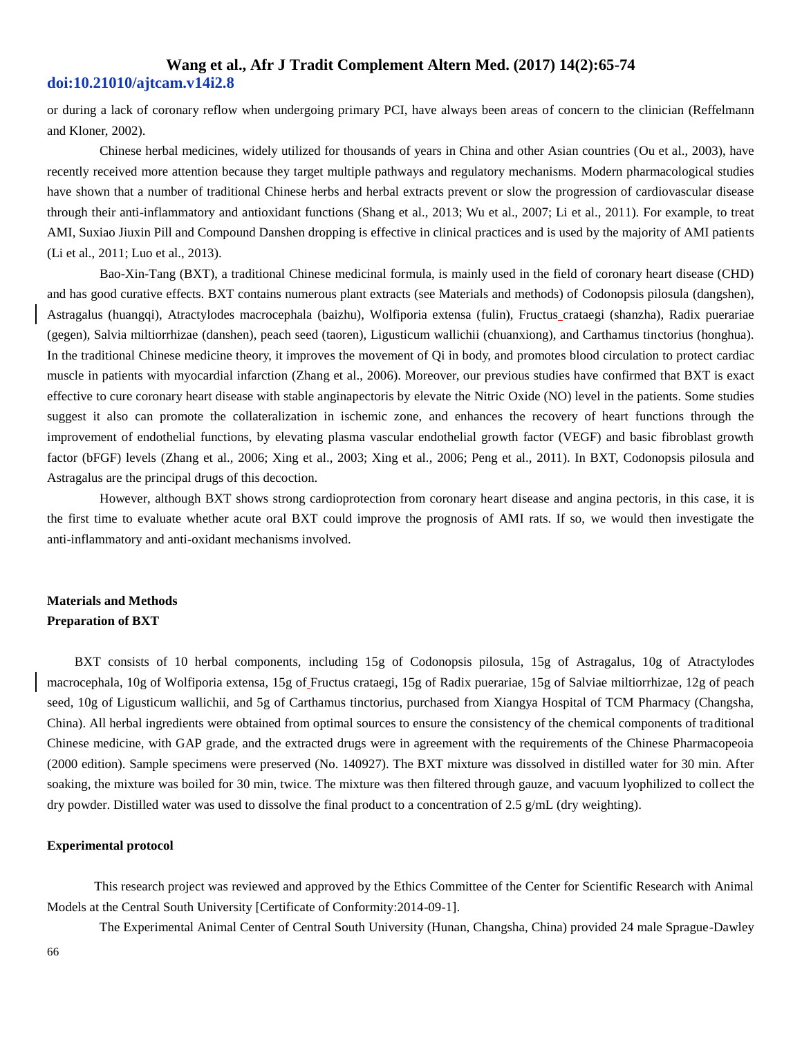or during a lack of coronary reflow when undergoing primary PCI, have always been areas of concern to the clinician (Reffelmann and Kloner, 2002).

Chinese herbal medicines, widely utilized for thousands of years in China and other Asian countries (Ou et al., 2003), have recently received more attention because they target multiple pathways and regulatory mechanisms. Modern pharmacological studies have shown that a number of traditional Chinese herbs and herbal extracts prevent or slow the progression of cardiovascular disease through their anti-inflammatory and antioxidant functions (Shang et al., 2013; Wu et al., 2007; Li et al., 2011). For example, to treat AMI, Suxiao Jiuxin Pill and Compound Danshen dropping is effective in clinical practices and is used by the majority of AMI patients (Li et al., 2011; Luo et al., 2013).

Bao-Xin-Tang (BXT), a traditional Chinese medicinal formula, is mainly used in the field of coronary heart disease (CHD) and has good curative effects. BXT contains numerous plant extracts (see Materials and methods) of Codonopsis pilosula (dangshen), Astragalus (huangqi), Atractylodes macrocephala (baizhu), Wolfiporia extensa (fulin), Fructus crataegi (shanzha), Radix puerariae (gegen), Salvia miltiorrhizae (danshen), peach seed (taoren), Ligusticum wallichii (chuanxiong), and Carthamus tinctorius (honghua). In the traditional Chinese medicine theory, it improves the movement of Qi in body, and promotes blood circulation to protect cardiac muscle in patients with myocardial infarction (Zhang et al., 2006). Moreover, our previous studies have confirmed that BXT is exact effective to cure coronary heart disease with stable anginapectoris by elevate the Nitric Oxide (NO) level in the patients. Some studies suggest it also can promote the collateralization in ischemic zone, and enhances the recovery of heart functions through the improvement of endothelial functions, by elevating plasma vascular endothelial growth factor (VEGF) and basic fibroblast growth factor (bFGF) levels (Zhang et al., 2006; Xing et al., 2003; Xing et al., 2006; Peng et al., 2011). In BXT, Codonopsis pilosula and Astragalus are the principal drugs of this decoction.

However, although BXT shows strong cardioprotection from coronary heart disease and angina pectoris, in this case, it is the first time to evaluate whether acute oral BXT could improve the prognosis of AMI rats. If so, we would then investigate the anti-inflammatory and anti-oxidant mechanisms involved.

## Materials and Methods

### Preparation of BXT

BXT consists of 10 herbal components, including 15g of Codonopsis pilosula, 15g of Astragalus, 10g of Atractylodes macrocephala, 10g of Wolfiporia extensa, 15g of Fructus crataegi, 15g of Radix puerariae, 15g of Salviae miltiorrhizae, 12g of peach seed, 10g of Ligusticum wallichii, and 5g of Carthamus tinctorius, purchased from Xiangya Hospital of TCM Pharmacy (Changsha, China). All herbal ingredients were obtained from optimal sources to ensure the consistency of the chemical components of traditional Chinese medicine, with GAP grade, and the extracted drugs were in agreement with the requirements of the Chinese Pharmacopeoia (2000 edition). Sample specimens were preserved (No. 140927). The BXT mixture was dissolved in distilled water for 30 min. After soaking, the mixture was boiled for 30 min, twice. The mixture was then filtered through gauze, and vacuum lyophilized to collect the dry powder. Distilled water was used to dissolve the final product to a concentration of 2.5 g/mL (dry weighting).

### Experimental protocol

This research project was reviewed and approved by the Ethics Committee of the Center for Scientific Research with Animal Models at the Central South University [Certificate of Conformity:2014-09-1].

The Experimental Animal Center of Central South University (Hunan, Changsha, China) provided 24 male Sprague-Dawley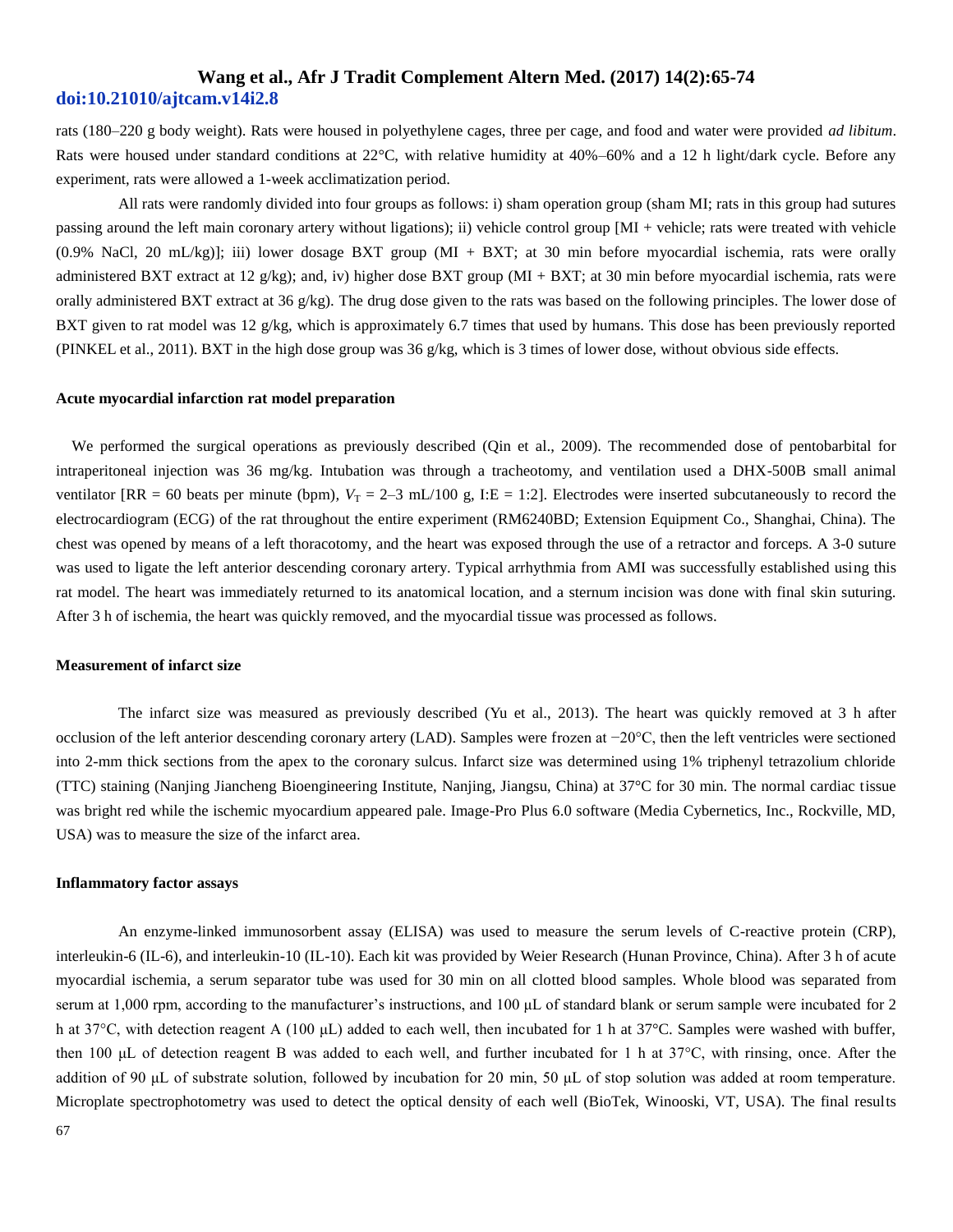rats (180–220 g body weight). Rats were housed in polyethylene cages, three per cage, and food and water were provided *ad libitum*. Rats were housed under standard conditions at 22°C, with relative humidity at 40%–60% and a 12 h light/dark cycle. Before any experiment, rats were allowed a 1-week acclimatization period.

All rats were randomly divided into four groups as follows: i) sham operation group (sham MI; rats in this group had sutures passing around the left main coronary artery without ligations); ii) vehicle control group [MI + vehicle; rats were treated with vehicle (0.9% NaCl, 20 mL/kg)]; iii) lower dosage BXT group (MI + BXT; at 30 min before myocardial ischemia, rats were orally administered BXT extract at 12 g/kg); and, iv) higher dose BXT group (MI + BXT; at 30 min before myocardial ischemia, rats were orally administered BXT extract at 36 g/kg). The drug dose given to the rats was based on the following principles. The lower dose of BXT given to rat model was 12 g/kg, which is approximately 6.7 times that used by humans. This dose has been previously reported (PINKEL et al., 2011). BXT in the high dose group was 36 g/kg, which is 3 times of lower dose, without obvious side effects.

#### Acute myocardial infarction rat model preparation

We performed the surgical operations as previously described (Qin et al., 2009). The recommended dose of pentobarbital for intraperitoneal injection was 36 mg/kg. Intubation was through a tracheotomy, and ventilation used a DHX-500B small animal ventilator [RR = 60 beats per minute (bpm), $V_T$ = 2–3 mL/100 g, I:E = 1:2]. Electrodes were inserted subcutaneously to record the electrocardiogram (ECG) of the rat throughout the entire experiment (RM6240BD; Extension Equipment Co., Shanghai, China). The chest was opened by means of a left thoracotomy, and the heart was exposed through the use of a retractor and forceps. A 3-0 suture was used to ligate the left anterior descending coronary artery. Typical arrhythmia from AMI was successfully established using this rat model. The heart was immediately returned to its anatomical location, and a sternum incision was done with final skin suturing. After 3 h of ischemia, the heart was quickly removed, and the myocardial tissue was processed as follows.

#### Measurement of infarct size

The infarct size was measured as previously described (Yu et al., 2013). The heart was quickly removed at 3 h after occlusion of the left anterior descending coronary artery (LAD). Samples were frozen at −20°C, then the left ventricles were sectioned into 2-mm thick sections from the apex to the coronary sulcus. Infarct size was determined using 1% triphenyl tetrazolium chloride (TTC) staining (Nanjing Jiancheng Bioengineering Institute, Nanjing, Jiangsu, China) at 37°C for 30 min. The normal cardiac tissue was bright red while the ischemic myocardium appeared pale. Image-Pro Plus 6.0 software (Media Cybernetics, Inc., Rockville, MD, USA) was to measure the size of the infarct area.

#### Inflammatory factor assays

An enzyme-linked immunosorbent assay (ELISA) was used to measure the serum levels of C-reactive protein (CRP), interleukin-6 (IL-6), and interleukin-10 (IL-10). Each kit was provided by Weier Research (Hunan Province, China). After 3 h of acute myocardial ischemia, a serum separator tube was used for 30 min on all clotted blood samples. Whole blood was separated from serum at 1,000 rpm, according to the manufacturer's instructions, and 100 μL of standard blank or serum sample were incubated for 2 h at 37°C, with detection reagent A (100 μL) added to each well, then incubated for 1 h at 37°C. Samples were washed with buffer, then 100 μL of detection reagent B was added to each well, and further incubated for 1 h at 37°C, with rinsing, once. After the addition of 90 μL of substrate solution, followed by incubation for 20 min, 50 μL of stop solution was added at room temperature. Microplate spectrophotometry was used to detect the optical density of each well (BioTek, Winooski, VT, USA). The final results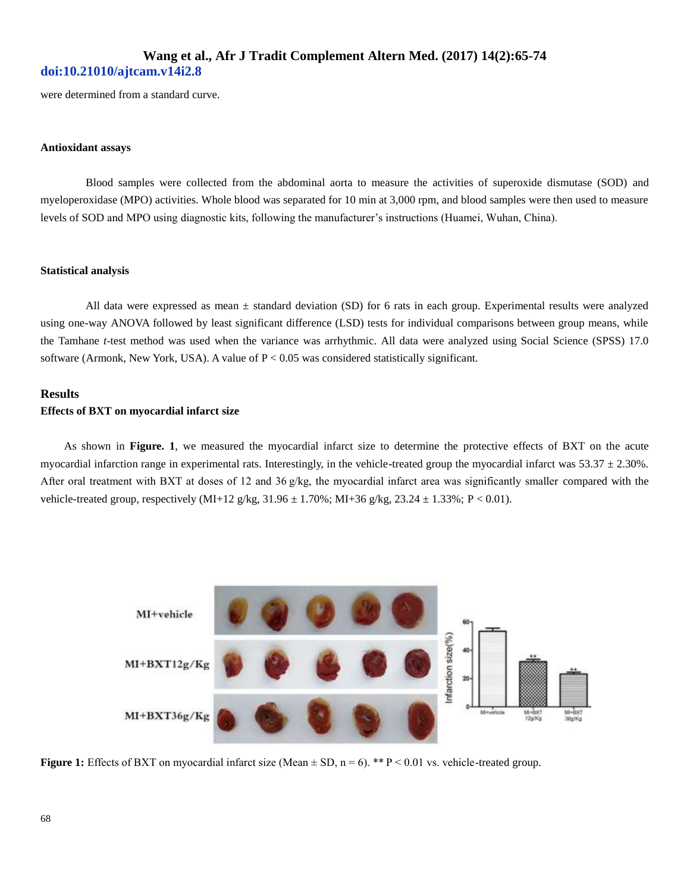were determined from a standard curve.

### Antioxidant assays

Blood samples were collected from the abdominal aorta to measure the activities of superoxide dismutase (SOD) and myeloperoxidase (MPO) activities. Whole blood was separated for 10 min at 3,000 rpm, and blood samples were then used to measure levels of SOD and MPO using diagnostic kits, following the manufacturer's instructions (Huamei, Wuhan, China).

### Statistical analysis

All data were expressed as mean ± standard deviation (SD) for 6 rats in each group. Experimental results were analyzed using one-way ANOVA followed by least significant difference (LSD) tests for individual comparisons between group means, while the Tamhane *t*-test method was used when the variance was arrhythmic. All data were analyzed using Social Science (SPSS) 17.0 software (Armonk, New York, USA). A value of $P < 0.05$ was considered statistically significant.

## Results

### Effects of BXT on myocardial infarct size

As shown in **Figure. 1**, we measured the myocardial infarct size to determine the protective effects of BXT on the acute myocardial infarction range in experimental rats. Interestingly, in the vehicle-treated group the myocardial infarct was 53.37 ± 2.30%. After oral treatment with BXT at doses of 12 and 36 g/kg, the myocardial infarct area was significantly smaller compared with the vehicle-treated group, respectively (MI+12 g/kg, 31.96 ± 1.70%; MI+36 g/kg, 23.24 ± 1.33%; $P < 0.01$).

**Figure 1:** Effects of BXT on myocardial infarct size (Mean ± SD, n = 6). ** $P < 0.01$ vs. vehicle-treated group.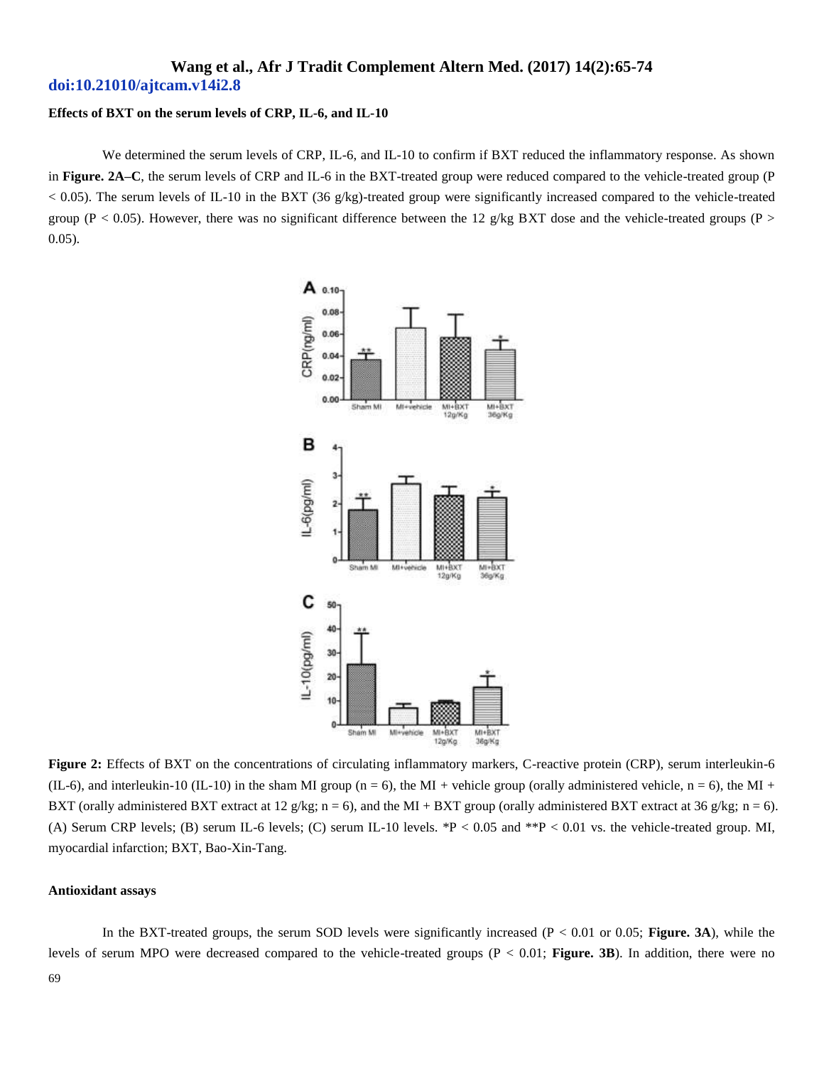### Effects of BXT on the serum levels of CRP, IL-6, and IL-10

We determined the serum levels of CRP, IL-6, and IL-10 to confirm if BXT reduced the inflammatory response. As shown in **Figure. 2A–C**, the serum levels of CRP and IL-6 in the BXT-treated group were reduced compared to the vehicle-treated group ($P < 0.05$). The serum levels of IL-10 in the BXT (36 g/kg)-treated group were significantly increased compared to the vehicle-treated group ($P < 0.05$). However, there was no significant difference between the 12 g/kg BXT dose and the vehicle-treated groups ($P > 0.05$).

**Figure 2:** Effects of BXT on the concentrations of circulating inflammatory markers, C-reactive protein (CRP), serum interleukin-6 (IL-6), and interleukin-10 (IL-10) in the sham MI group (n = 6), the MI + vehicle group (orally administered vehicle, n = 6), the MI + BXT (orally administered BXT extract at 12 g/kg; n = 6), and the MI + BXT group (orally administered BXT extract at 36 g/kg; n = 6). (A) Serum CRP levels; (B) serum IL-6 levels; (C) serum IL-10 levels. *P < 0.05 and **P < 0.01 vs. the vehicle-treated group. MI, myocardial infarction; BXT, Bao-Xin-Tang.

### Antioxidant assays

In the BXT-treated groups, the serum SOD levels were significantly increased ($P < 0.01$ or $0.05$; **Figure. 3A**), while the levels of serum MPO were decreased compared to the vehicle-treated groups ($P < 0.01$; **Figure. 3B**). In addition, there were no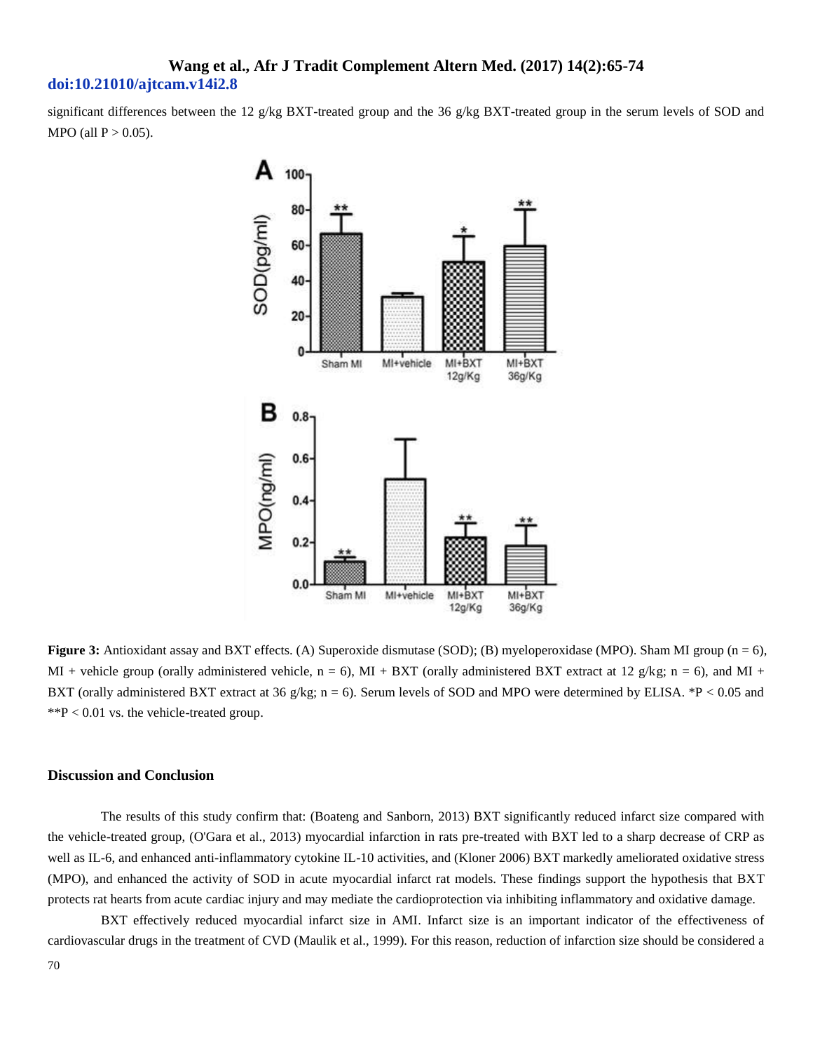significant differences between the 12 g/kg BXT-treated group and the 36 g/kg BXT-treated group in the serum levels of SOD and MPO (all P > 0.05).

**Figure 3:** Antioxidant assay and BXT effects. (A) Superoxide dismutase (SOD); (B) myeloperoxidase (MPO). Sham MI group (n = 6), MI + vehicle group (orally administered vehicle, n = 6), MI + BXT (orally administered BXT extract at 12 g/kg; n = 6), and MI + BXT (orally administered BXT extract at 36 g/kg; n = 6). Serum levels of SOD and MPO were determined by ELISA. *P < 0.05 and **P < 0.01 vs. the vehicle-treated group.

## Discussion and Conclusion

The results of this study confirm that: (Boateng and Sanborn, 2013) BXT significantly reduced infarct size compared with the vehicle-treated group, (O'Gara et al., 2013) myocardial infarction in rats pre-treated with BXT led to a sharp decrease of CRP as well as IL-6, and enhanced anti-inflammatory cytokine IL-10 activities, and (Kloner 2006) BXT markedly ameliorated oxidative stress (MPO), and enhanced the activity of SOD in acute myocardial infarct rat models. These findings support the hypothesis that BXT protects rat hearts from acute cardiac injury and may mediate the cardioprotection via inhibiting inflammatory and oxidative damage.

BXT effectively reduced myocardial infarct size in AMI. Infarct size is an important indicator of the effectiveness of cardiovascular drugs in the treatment of CVD (Maulik et al., 1999). For this reason, reduction of infarction size should be considered a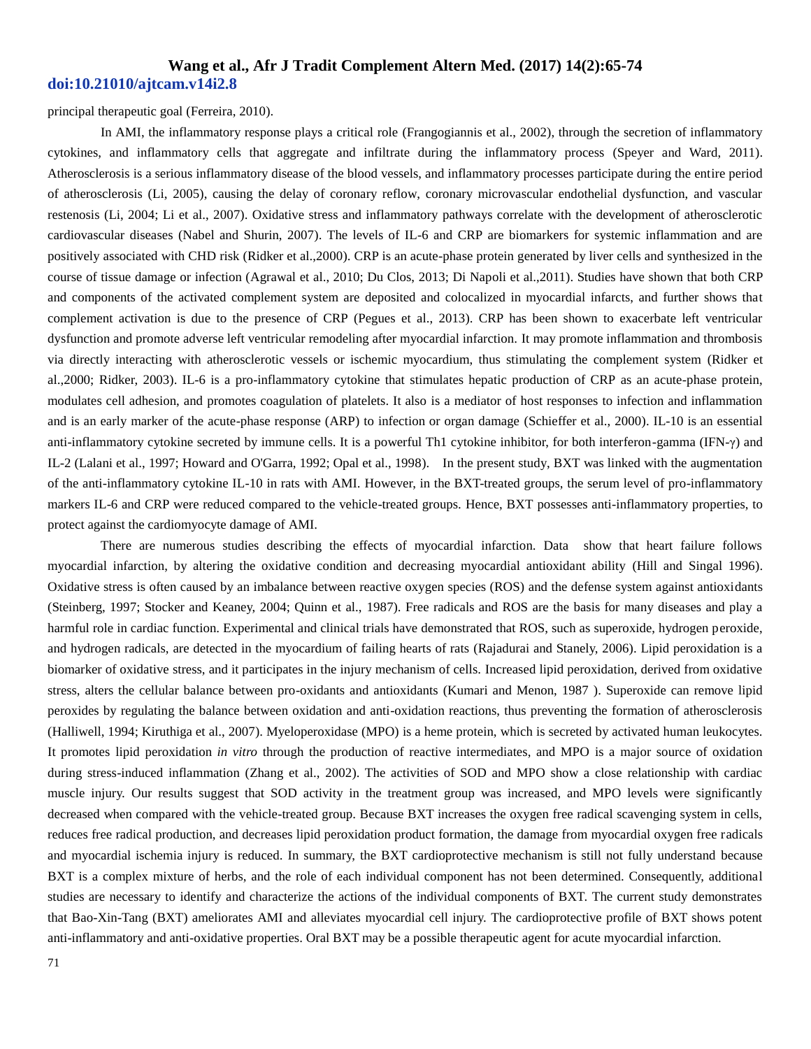principal therapeutic goal (Ferreira, 2010).

In AMI, the inflammatory response plays a critical role (Frangogiannis et al., 2002), through the secretion of inflammatory cytokines, and inflammatory cells that aggregate and infiltrate during the inflammatory process (Speyer and Ward, 2011). Atherosclerosis is a serious inflammatory disease of the blood vessels, and inflammatory processes participate during the entire period of atherosclerosis (Li, 2005), causing the delay of coronary reflow, coronary microvascular endothelial dysfunction, and vascular restenosis (Li, 2004; Li et al., 2007). Oxidative stress and inflammatory pathways correlate with the development of atherosclerotic cardiovascular diseases (Nabel and Shurin, 2007). The levels of IL-6 and CRP are biomarkers for systemic inflammation and are positively associated with CHD risk (Ridker et al.,2000). CRP is an acute-phase protein generated by liver cells and synthesized in the course of tissue damage or infection (Agrawal et al., 2010; Du Clos, 2013; Di Napoli et al.,2011). Studies have shown that both CRP and components of the activated complement system are deposited and colocalized in myocardial infarcts, and further shows that complement activation is due to the presence of CRP (Pegues et al., 2013). CRP has been shown to exacerbate left ventricular dysfunction and promote adverse left ventricular remodeling after myocardial infarction. It may promote inflammation and thrombosis via directly interacting with atherosclerotic vessels or ischemic myocardium, thus stimulating the complement system (Ridker et al.,2000; Ridker, 2003). IL-6 is a pro-inflammatory cytokine that stimulates hepatic production of CRP as an acute-phase protein, modulates cell adhesion, and promotes coagulation of platelets. It also is a mediator of host responses to infection and inflammation and is an early marker of the acute-phase response (ARP) to infection or organ damage (Schieffer et al., 2000). IL-10 is an essential anti-inflammatory cytokine secreted by immune cells. It is a powerful Th1 cytokine inhibitor, for both interferon-gamma (IFN-γ) and IL-2 (Lalani et al., 1997; Howard and O'Garra, 1992; Opal et al., 1998). In the present study, BXT was linked with the augmentation of the anti-inflammatory cytokine IL-10 in rats with AMI. However, in the BXT-treated groups, the serum level of pro-inflammatory markers IL-6 and CRP were reduced compared to the vehicle-treated groups. Hence, BXT possesses anti-inflammatory properties, to protect against the cardiomyocyte damage of AMI.

There are numerous studies describing the effects of myocardial infarction. Data show that heart failure follows myocardial infarction, by altering the oxidative condition and decreasing myocardial antioxidant ability (Hill and Singal 1996). Oxidative stress is often caused by an imbalance between reactive oxygen species (ROS) and the defense system against antioxidants (Steinberg, 1997; Stocker and Keaney, 2004; Quinn et al., 1987). Free radicals and ROS are the basis for many diseases and play a harmful role in cardiac function. Experimental and clinical trials have demonstrated that ROS, such as superoxide, hydrogen peroxide, and hydrogen radicals, are detected in the myocardium of failing hearts of rats (Rajadurai and Stanely, 2006). Lipid peroxidation is a biomarker of oxidative stress, and it participates in the injury mechanism of cells. Increased lipid peroxidation, derived from oxidative stress, alters the cellular balance between pro-oxidants and antioxidants (Kumari and Menon, 1987 ). Superoxide can remove lipid peroxides by regulating the balance between oxidation and anti-oxidation reactions, thus preventing the formation of atherosclerosis (Halliwell, 1994; Kiruthiga et al., 2007). Myeloperoxidase (MPO) is a heme protein, which is secreted by activated human leukocytes. It promotes lipid peroxidation *in vitro* through the production of reactive intermediates, and MPO is a major source of oxidation during stress-induced inflammation (Zhang et al., 2002). The activities of SOD and MPO show a close relationship with cardiac muscle injury. Our results suggest that SOD activity in the treatment group was increased, and MPO levels were significantly decreased when compared with the vehicle-treated group. Because BXT increases the oxygen free radical scavenging system in cells, reduces free radical production, and decreases lipid peroxidation product formation, the damage from myocardial oxygen free radicals and myocardial ischemia injury is reduced. In summary, the BXT cardioprotective mechanism is still not fully understand because BXT is a complex mixture of herbs, and the role of each individual component has not been determined. Consequently, additional studies are necessary to identify and characterize the actions of the individual components of BXT. The current study demonstrates that Bao-Xin-Tang (BXT) ameliorates AMI and alleviates myocardial cell injury. The cardioprotective profile of BXT shows potent anti-inflammatory and anti-oxidative properties. Oral BXT may be a possible therapeutic agent for acute myocardial infarction.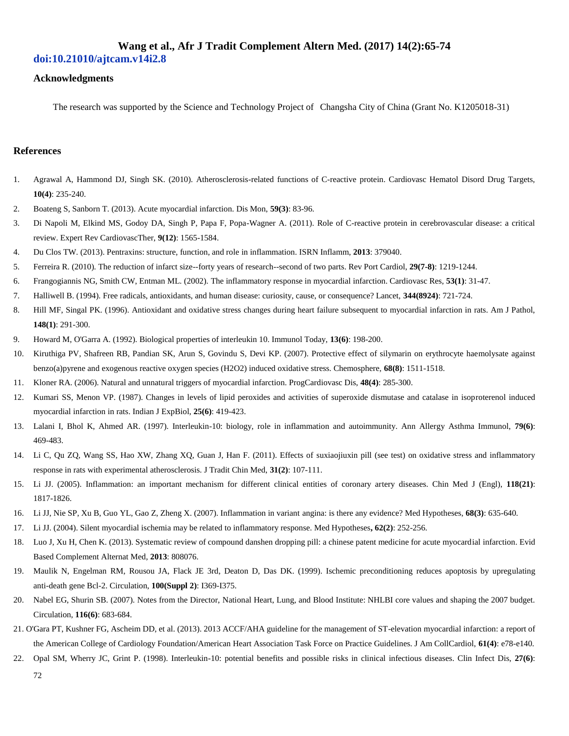## Acknowledgments

The research was supported by the Science and Technology Project of Changsha City of China (Grant No. K1205018-31)

## References

1. Agrawal A, Hammond DJ, Singh SK. (2010). Atherosclerosis-related functions of C-reactive protein. Cardiovasc Hematol Disord Drug Targets, **10(4)**: 235-240.
2. Boateng S, Sanborn T. (2013). Acute myocardial infarction. Dis Mon, **59(3)**: 83-96.
3. Di Napoli M, Elkind MS, Godoy DA, Singh P, Papa F, Popa-Wagner A. (2011). Role of C-reactive protein in cerebrovascular disease: a critical review. Expert Rev CardiovascTher, **9(12)**: 1565-1584.
4. Du Clos TW. (2013). Pentraxins: structure, function, and role in inflammation. ISRN Inflamm, **2013**: 379040.
5. Ferreira R. (2010). The reduction of infarct size--forty years of research--second of two parts. Rev Port Cardiol, **29(7-8)**: 1219-1244.
6. Frangogiannis NG, Smith CW, Entman ML. (2002). The inflammatory response in myocardial infarction. Cardiovasc Res, **53(1)**: 31-47.
7. Halliwell B. (1994). Free radicals, antioxidants, and human disease: curiosity, cause, or consequence? Lancet, **344(8924)**: 721-724.
8. Hill MF, Singal PK. (1996). Antioxidant and oxidative stress changes during heart failure subsequent to myocardial infarction in rats. Am J Pathol, **148(1)**: 291-300.
9. Howard M, O'Garra A. (1992). Biological properties of interleukin 10. Immunol Today, **13(6)**: 198-200.
10. Kiruthiga PV, Shafreen RB, Pandian SK, Arun S, Govindu S, Devi KP. (2007). Protective effect of silymarin on erythrocyte haemolysate against benzo(a)pyrene and exogenous reactive oxygen species (H2O2) induced oxidative stress. Chemosphere, **68(8)**: 1511-1518.
11. Kloner RA. (2006). Natural and unnatural triggers of myocardial infarction. ProgCardiovasc Dis, **48(4)**: 285-300.
12. Kumari SS, Menon VP. (1987). Changes in levels of lipid peroxides and activities of superoxide dismutase and catalase in isoproterenol induced myocardial infarction in rats. Indian J ExpBiol, **25(6)**: 419-423.
13. Lalani I, Bhol K, Ahmed AR. (1997). Interleukin-10: biology, role in inflammation and autoimmunity. Ann Allergy Asthma Immunol, **79(6)**: 469-483.
14. Li C, Qu ZQ, Wang SS, Hao XW, Zhang XQ, Guan J, Han F. (2011). Effects of suxiaojiuxin pill (see test) on oxidative stress and inflammatory response in rats with experimental atherosclerosis. J Tradit Chin Med, **31(2)**: 107-111.
15. Li JJ. (2005). Inflammation: an important mechanism for different clinical entities of coronary artery diseases. Chin Med J (Engl), **118(21)**: 1817-1826.
16. Li JJ, Nie SP, Xu B, Guo YL, Gao Z, Zheng X. (2007). Inflammation in variant angina: is there any evidence? Med Hypotheses, **68(3)**: 635-640.
17. Li JJ. (2004). Silent myocardial ischemia may be related to inflammatory response. Med Hypotheses**, 62(2)**: 252-256.
18. Luo J, Xu H, Chen K. (2013). Systematic review of compound danshen dropping pill: a chinese patent medicine for acute myocardial infarction. Evid Based Complement Alternat Med, **2013**: 808076.
19. Maulik N, Engelman RM, Rousou JA, Flack JE 3rd, Deaton D, Das DK. (1999). Ischemic preconditioning reduces apoptosis by upregulating anti-death gene Bcl-2. Circulation, **100(Suppl 2)**: I369-I375.
20. Nabel EG, Shurin SB. (2007). Notes from the Director, National Heart, Lung, and Blood Institute: NHLBI core values and shaping the 2007 budget. Circulation, **116(6)**: 683-684.
21. O'Gara PT, Kushner FG, Ascheim DD, et al. (2013). 2013 ACCF/AHA guideline for the management of ST-elevation myocardial infarction: a report of the American College of Cardiology Foundation/American Heart Association Task Force on Practice Guidelines. J Am CollCardiol, **61(4)**: e78-e140.
22. Opal SM, Wherry JC, Grint P. (1998). Interleukin-10: potential benefits and possible risks in clinical infectious diseases. Clin Infect Dis, **27(6)**: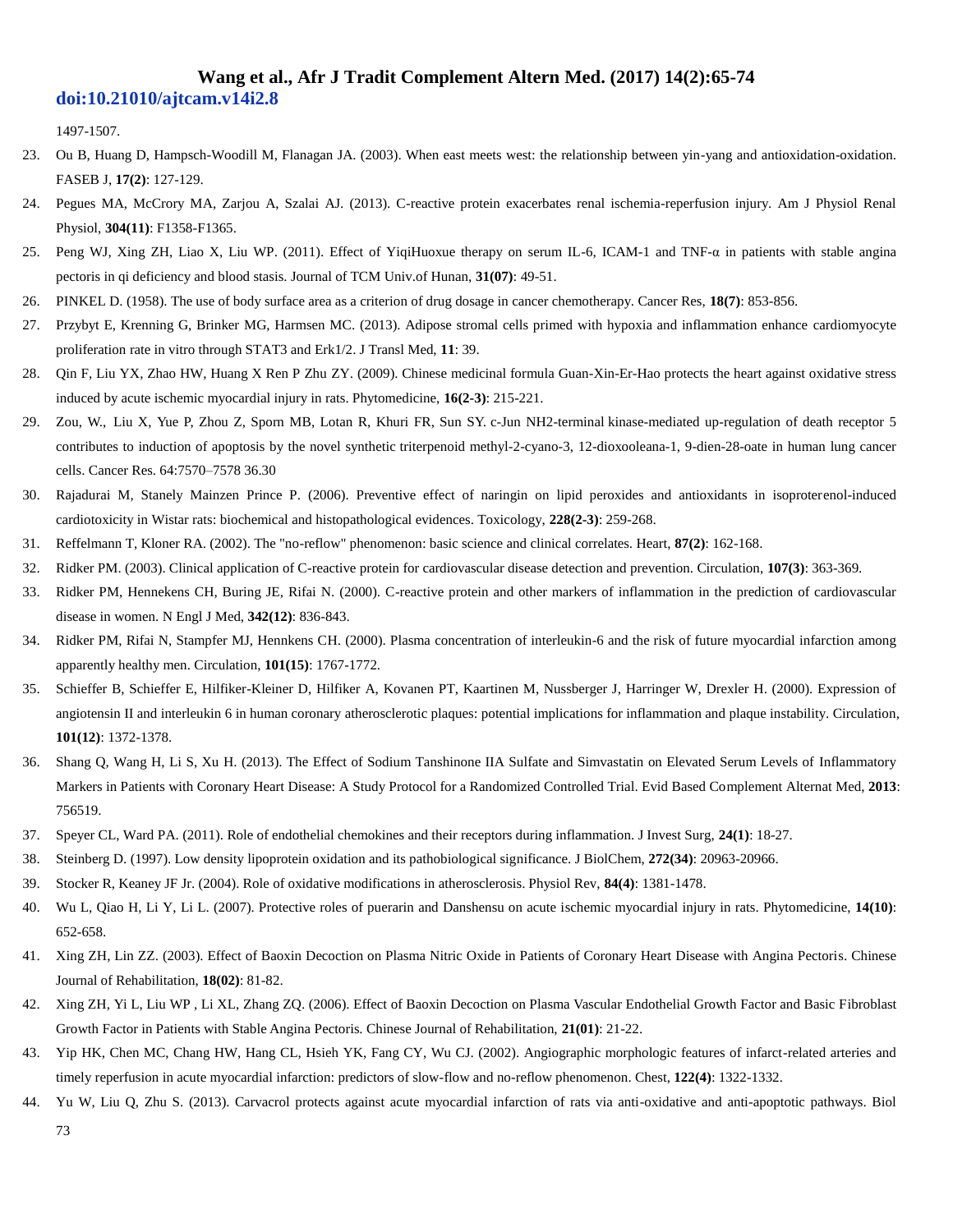1497-1507.

23. Ou B, Huang D, Hampsch-Woodill M, Flanagan JA. (2003). When east meets west: the relationship between yin-yang and antioxidation-oxidation. FASEB J, **17(2)**: 127-129.
24. Pegues MA, McCrory MA, Zarjou A, Szalai AJ. (2013). C-reactive protein exacerbates renal ischemia-reperfusion injury. Am J Physiol Renal Physiol, **304(11)**: F1358-F1365.
25. Peng WJ, Xing ZH, Liao X, Liu WP. (2011). Effect of YiqiHuoxue therapy on serum IL-6, ICAM-1 and TNF-α in patients with stable angina pectoris in qi deficiency and blood stasis. Journal of TCM Univ.of Hunan, **31(07)**: 49-51.
26. PINKEL D. (1958). The use of body surface area as a criterion of drug dosage in cancer chemotherapy. Cancer Res, **18(7)**: 853-856.
27. Przybyt E, Krenning G, Brinker MG, Harmsen MC. (2013). Adipose stromal cells primed with hypoxia and inflammation enhance cardiomyocyte proliferation rate in vitro through STAT3 and Erk1/2. J Transl Med, **11**: 39.
28. Qin F, Liu YX, Zhao HW, Huang X Ren P Zhu ZY. (2009). Chinese medicinal formula Guan-Xin-Er-Hao protects the heart against oxidative stress induced by acute ischemic myocardial injury in rats. Phytomedicine, **16(2-3)**: 215-221.
29. Zou, W., Liu X, Yue P, Zhou Z, Sporn MB, Lotan R, Khuri FR, Sun SY. c-Jun NH2-terminal kinase-mediated up-regulation of death receptor 5 contributes to induction of apoptosis by the novel synthetic triterpenoid methyl-2-cyano-3, 12-dioxooleana-1, 9-dien-28-oate in human lung cancer cells. Cancer Res. 64:7570–7578 36.30
30. Rajadurai M, Stanely Mainzen Prince P. (2006). Preventive effect of naringin on lipid peroxides and antioxidants in isoproterenol-induced cardiotoxicity in Wistar rats: biochemical and histopathological evidences. Toxicology, **228(2-3)**: 259-268.
31. Reffelmann T, Kloner RA. (2002). The "no-reflow" phenomenon: basic science and clinical correlates. Heart, **87(2)**: 162-168.
32. Ridker PM. (2003). Clinical application of C-reactive protein for cardiovascular disease detection and prevention. Circulation, **107(3)**: 363-369.
33. Ridker PM, Hennekens CH, Buring JE, Rifai N. (2000). C-reactive protein and other markers of inflammation in the prediction of cardiovascular disease in women. N Engl J Med, **342(12)**: 836-843.
34. Ridker PM, Rifai N, Stampfer MJ, Hennkens CH. (2000). Plasma concentration of interleukin-6 and the risk of future myocardial infarction among apparently healthy men. Circulation, **101(15)**: 1767-1772.
35. Schieffer B, Schieffer E, Hilfiker-Kleiner D, Hilfiker A, Kovanen PT, Kaartinen M, Nussberger J, Harringer W, Drexler H. (2000). Expression of angiotensin II and interleukin 6 in human coronary atherosclerotic plaques: potential implications for inflammation and plaque instability. Circulation, **101(12)**: 1372-1378.
36. Shang Q, Wang H, Li S, Xu H. (2013). The Effect of Sodium Tanshinone IIA Sulfate and Simvastatin on Elevated Serum Levels of Inflammatory Markers in Patients with Coronary Heart Disease: A Study Protocol for a Randomized Controlled Trial. Evid Based Complement Alternat Med, **2013**: 756519.
37. Speyer CL, Ward PA. (2011). Role of endothelial chemokines and their receptors during inflammation. J Invest Surg, **24(1)**: 18-27.
38. Steinberg D. (1997). Low density lipoprotein oxidation and its pathobiological significance. J BiolChem, **272(34)**: 20963-20966.
39. Stocker R, Keaney JF Jr. (2004). Role of oxidative modifications in atherosclerosis. Physiol Rev, **84(4)**: 1381-1478.
40. Wu L, Qiao H, Li Y, Li L. (2007). Protective roles of puerarin and Danshensu on acute ischemic myocardial injury in rats. Phytomedicine, **14(10)**: 652-658.
41. Xing ZH, Lin ZZ. (2003). Effect of Baoxin Decoction on Plasma Nitric Oxide in Patients of Coronary Heart Disease with Angina Pectoris. Chinese Journal of Rehabilitation, **18(02)**: 81-82.
42. Xing ZH, Yi L, Liu WP , Li XL, Zhang ZQ. (2006). Effect of Baoxin Decoction on Plasma Vascular Endothelial Growth Factor and Basic Fibroblast Growth Factor in Patients with Stable Angina Pectoris. Chinese Journal of Rehabilitation, **21(01)**: 21-22.
43. Yip HK, Chen MC, Chang HW, Hang CL, Hsieh YK, Fang CY, Wu CJ. (2002). Angiographic morphologic features of infarct-related arteries and timely reperfusion in acute myocardial infarction: predictors of slow-flow and no-reflow phenomenon. Chest, **122(4)**: 1322-1332.
44. Yu W, Liu Q, Zhu S. (2013). Carvacrol protects against acute myocardial infarction of rats via anti-oxidative and anti-apoptotic pathways. Biol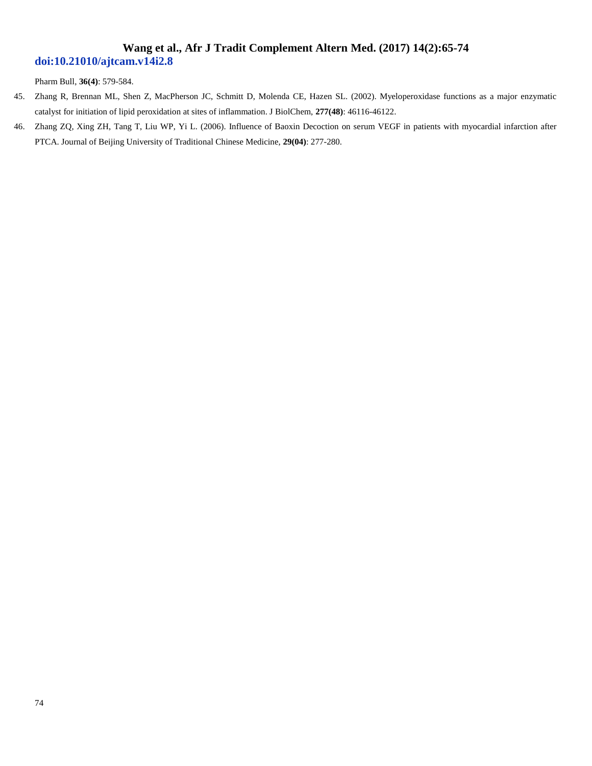Pharm Bull, **36(4)**: 579-584.

45. Zhang R, Brennan ML, Shen Z, MacPherson JC, Schmitt D, Molenda CE, Hazen SL. (2002). Myeloperoxidase functions as a major enzymatic catalyst for initiation of lipid peroxidation at sites of inflammation. J BiolChem, **277(48)**: 46116-46122.
46. Zhang ZQ, Xing ZH, Tang T, Liu WP, Yi L. (2006). Influence of Baoxin Decoction on serum VEGF in patients with myocardial infarction after PTCA. Journal of Beijing University of Traditional Chinese Medicine, **29(04)**: 277-280.